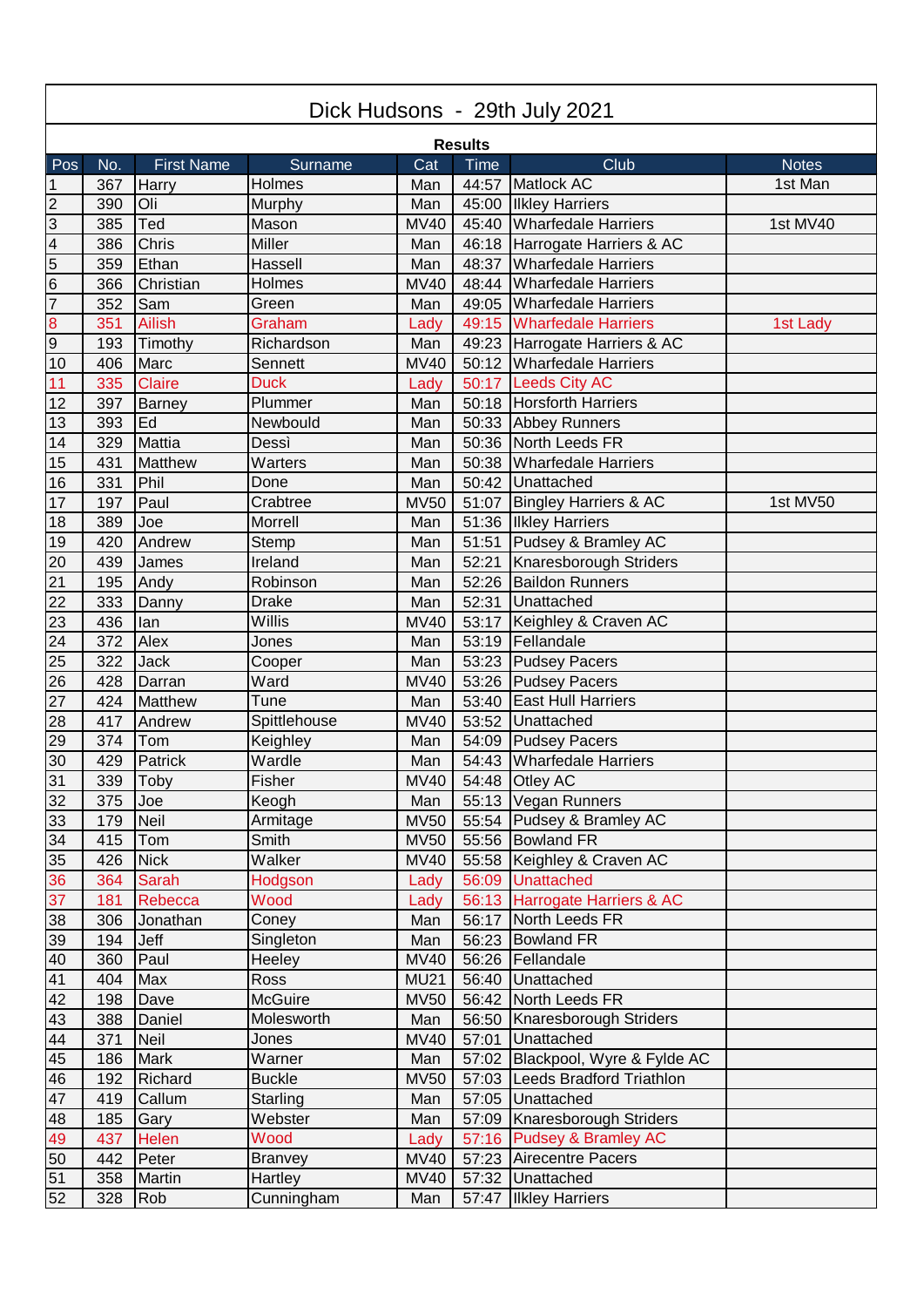# Dick Hudsons - 29th July 2021

**Results**

| Pos | No. | First Name | Surname | Cat | Time | Club | Notes |
|---|---|---|---|---|---|---|---|
| 1 | 367 | Harry | Holmes | Man | 44:57 | Matlock AC | 1st Man |
| 2 | 390 | Oli | Murphy | Man | 45:00 | Ilkley Harriers | |
| 3 | 385 | Ted | Mason | MV40 | 45:40 | Wharfedale Harriers | 1st MV40 |
| 4 | 386 | Chris | Miller | Man | 46:18 | Harrogate Harriers & AC | |
| 5 | 359 | Ethan | Hassell | Man | 48:37 | Wharfedale Harriers | |
| 6 | 366 | Christian | Holmes | MV40 | 48:44 | Wharfedale Harriers | |
| 7 | 352 | Sam | Green | Man | 49:05 | Wharfedale Harriers | |
| 8 | 351 | Ailish | Graham | Lady | 49:15 | Wharfedale Harriers | 1st Lady |
| 9 | 193 | Timothy | Richardson | Man | 49:23 | Harrogate Harriers & AC | |
| 10 | 406 | Marc | Sennett | MV40 | 50:12 | Wharfedale Harriers | |
| 11 | 335 | Claire | Duck | Lady | 50:17 | Leeds City AC | |
| 12 | 397 | Barney | Plummer | Man | 50:18 | Horsforth Harriers | |
| 13 | 393 | Ed | Newbould | Man | 50:33 | Abbey Runners | |
| 14 | 329 | Mattia | Dessì | Man | 50:36 | North Leeds FR | |
| 15 | 431 | Matthew | Warters | Man | 50:38 | Wharfedale Harriers | |
| 16 | 331 | Phil | Done | Man | 50:42 | Unattached | |
| 17 | 197 | Paul | Crabtree | MV50 | 51:07 | Bingley Harriers & AC | 1st MV50 |
| 18 | 389 | Joe | Morrell | Man | 51:36 | Ilkley Harriers | |
| 19 | 420 | Andrew | Stemp | Man | 51:51 | Pudsey & Bramley AC | |
| 20 | 439 | James | Ireland | Man | 52:21 | Knaresborough Striders | |
| 21 | 195 | Andy | Robinson | Man | 52:26 | Baildon Runners | |
| 22 | 333 | Danny | Drake | Man | 52:31 | Unattached | |
| 23 | 436 | Ian | Willis | MV40 | 53:17 | Keighley & Craven AC | |
| 24 | 372 | Alex | Jones | Man | 53:19 | Fellandale | |
| 25 | 322 | Jack | Cooper | Man | 53:23 | Pudsey Pacers | |
| 26 | 428 | Darran | Ward | MV40 | 53:26 | Pudsey Pacers | |
| 27 | 424 | Matthew | Tune | Man | 53:40 | East Hull Harriers | |
| 28 | 417 | Andrew | Spittlehouse | MV40 | 53:52 | Unattached | |
| 29 | 374 | Tom | Keighley | Man | 54:09 | Pudsey Pacers | |
| 30 | 429 | Patrick | Wardle | Man | 54:43 | Wharfedale Harriers | |
| 31 | 339 | Toby | Fisher | MV40 | 54:48 | Otley AC | |
| 32 | 375 | Joe | Keogh | Man | 55:13 | Vegan Runners | |
| 33 | 179 | Neil | Armitage | MV50 | 55:54 | Pudsey & Bramley AC | |
| 34 | 415 | Tom | Smith | MV50 | 55:56 | Bowland FR | |
| 35 | 426 | Nick | Walker | MV40 | 55:58 | Keighley & Craven AC | |
| 36 | 364 | Sarah | Hodgson | Lady | 56:09 | Unattached | |
| 37 | 181 | Rebecca | Wood | Lady | 56:13 | Harrogate Harriers & AC | |
| 38 | 306 | Jonathan | Coney | Man | 56:17 | North Leeds FR | |
| 39 | 194 | Jeff | Singleton | Man | 56:23 | Bowland FR | |
| 40 | 360 | Paul | Heeley | MV40 | 56:26 | Fellandale | |
| 41 | 404 | Max | Ross | MU21 | 56:40 | Unattached | |
| 42 | 198 | Dave | McGuire | MV50 | 56:42 | North Leeds FR | |
| 43 | 388 | Daniel | Molesworth | Man | 56:50 | Knaresborough Striders | |
| 44 | 371 | Neil | Jones | MV40 | 57:01 | Unattached | |
| 45 | 186 | Mark | Warner | Man | 57:02 | Blackpool, Wyre & Fylde AC | |
| 46 | 192 | Richard | Buckle | MV50 | 57:03 | Leeds Bradford Triathlon | |
| 47 | 419 | Callum | Starling | Man | 57:05 | Unattached | |
| 48 | 185 | Gary | Webster | Man | 57:09 | Knaresborough Striders | |
| 49 | 437 | Helen | Wood | Lady | 57:16 | Pudsey & Bramley AC | |
| 50 | 442 | Peter | Branvey | MV40 | 57:23 | Airecentre Pacers | |
| 51 | 358 | Martin | Hartley | MV40 | 57:32 | Unattached | |
| 52 | 328 | Rob | Cunningham | Man | 57:47 | Ilkley Harriers | |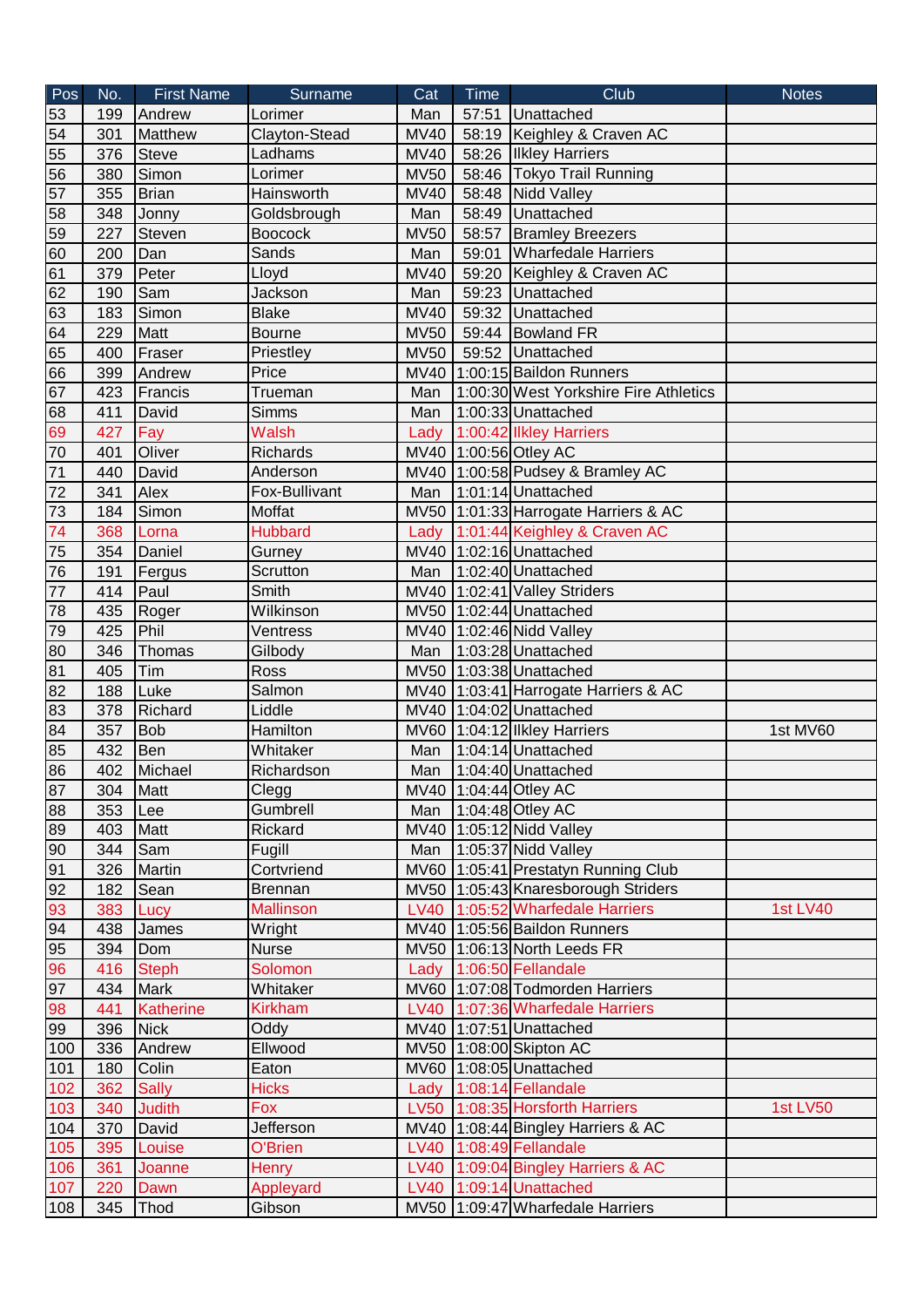| Pos | No. | First Name | Surname | Cat | Time | Club | Notes |
|---|---|---|---|---|---|---|---|
| 53 | 199 | Andrew | Lorimer | Man | 57:51 | Unattached | |
| 54 | 301 | Matthew | Clayton-Stead | MV40 | 58:19 | Keighley & Craven AC | |
| 55 | 376 | Steve | Ladhams | MV40 | 58:26 | Ilkley Harriers | |
| 56 | 380 | Simon | Lorimer | MV50 | 58:46 | Tokyo Trail Running | |
| 57 | 355 | Brian | Hainsworth | MV40 | 58:48 | Nidd Valley | |
| 58 | 348 | Jonny | Goldsbrough | Man | 58:49 | Unattached | |
| 59 | 227 | Steven | Boocock | MV50 | 58:57 | Bramley Breezers | |
| 60 | 200 | Dan | Sands | Man | 59:01 | Wharfedale Harriers | |
| 61 | 379 | Peter | Lloyd | MV40 | 59:20 | Keighley & Craven AC | |
| 62 | 190 | Sam | Jackson | Man | 59:23 | Unattached | |
| 63 | 183 | Simon | Blake | MV40 | 59:32 | Unattached | |
| 64 | 229 | Matt | Bourne | MV50 | 59:44 | Bowland FR | |
| 65 | 400 | Fraser | Priestley | MV50 | 59:52 | Unattached | |
| 66 | 399 | Andrew | Price | MV40 | 1:00:15 | Baildon Runners | |
| 67 | 423 | Francis | Trueman | Man | 1:00:30 | West Yorkshire Fire Athletics | |
| 68 | 411 | David | Simms | Man | 1:00:33 | Unattached | |
| 69 | 427 | Fay | Walsh | Lady | 1:00:42 | Ilkley Harriers | |
| 70 | 401 | Oliver | Richards | MV40 | 1:00:56 | Otley AC | |
| 71 | 440 | David | Anderson | MV40 | 1:00:58 | Pudsey & Bramley AC | |
| 72 | 341 | Alex | Fox-Bullivant | Man | 1:01:14 | Unattached | |
| 73 | 184 | Simon | Moffat | MV50 | 1:01:33 | Harrogate Harriers & AC | |
| 74 | 368 | Lorna | Hubbard | Lady | 1:01:44 | Keighley & Craven AC | |
| 75 | 354 | Daniel | Gurney | MV40 | 1:02:16 | Unattached | |
| 76 | 191 | Fergus | Scrutton | Man | 1:02:40 | Unattached | |
| 77 | 414 | Paul | Smith | MV40 | 1:02:41 | Valley Striders | |
| 78 | 435 | Roger | Wilkinson | MV50 | 1:02:44 | Unattached | |
| 79 | 425 | Phil | Ventress | MV40 | 1:02:46 | Nidd Valley | |
| 80 | 346 | Thomas | Gilbody | Man | 1:03:28 | Unattached | |
| 81 | 405 | Tim | Ross | MV50 | 1:03:38 | Unattached | |
| 82 | 188 | Luke | Salmon | MV40 | 1:03:41 | Harrogate Harriers & AC | |
| 83 | 378 | Richard | Liddle | MV40 | 1:04:02 | Unattached | |
| 84 | 357 | Bob | Hamilton | MV60 | 1:04:12 | Ilkley Harriers | 1st MV60 |
| 85 | 432 | Ben | Whitaker | Man | 1:04:14 | Unattached | |
| 86 | 402 | Michael | Richardson | Man | 1:04:40 | Unattached | |
| 87 | 304 | Matt | Clegg | MV40 | 1:04:44 | Otley AC | |
| 88 | 353 | Lee | Gumbrell | Man | 1:04:48 | Otley AC | |
| 89 | 403 | Matt | Rickard | MV40 | 1:05:12 | Nidd Valley | |
| 90 | 344 | Sam | Fugill | Man | 1:05:37 | Nidd Valley | |
| 91 | 326 | Martin | Cortvriend | MV60 | 1:05:41 | Prestatyn Running Club | |
| 92 | 182 | Sean | Brennan | MV50 | 1:05:43 | Knaresborough Striders | |
| 93 | 383 | Lucy | Mallinson | LV40 | 1:05:52 | Wharfedale Harriers | 1st LV40 |
| 94 | 438 | James | Wright | MV40 | 1:05:56 | Baildon Runners | |
| 95 | 394 | Dom | Nurse | MV50 | 1:06:13 | North Leeds FR | |
| 96 | 416 | Steph | Solomon | Lady | 1:06:50 | Fellandale | |
| 97 | 434 | Mark | Whitaker | MV60 | 1:07:08 | Todmorden Harriers | |
| 98 | 441 | Katherine | Kirkham | LV40 | 1:07:36 | Wharfedale Harriers | |
| 99 | 396 | Nick | Oddy | MV40 | 1:07:51 | Unattached | |
| 100 | 336 | Andrew | Ellwood | MV50 | 1:08:00 | Skipton AC | |
| 101 | 180 | Colin | Eaton | MV60 | 1:08:05 | Unattached | |
| 102 | 362 | Sally | Hicks | Lady | 1:08:14 | Fellandale | |
| 103 | 340 | Judith | Fox | LV50 | 1:08:35 | Horsforth Harriers | 1st LV50 |
| 104 | 370 | David | Jefferson | MV40 | 1:08:44 | Bingley Harriers & AC | |
| 105 | 395 | Louise | O'Brien | LV40 | 1:08:49 | Fellandale | |
| 106 | 361 | Joanne | Henry | LV40 | 1:09:04 | Bingley Harriers & AC | |
| 107 | 220 | Dawn | Appleyard | LV40 | 1:09:14 | Unattached | |
| 108 | 345 | Thod | Gibson | MV50 | 1:09:47 | Wharfedale Harriers | |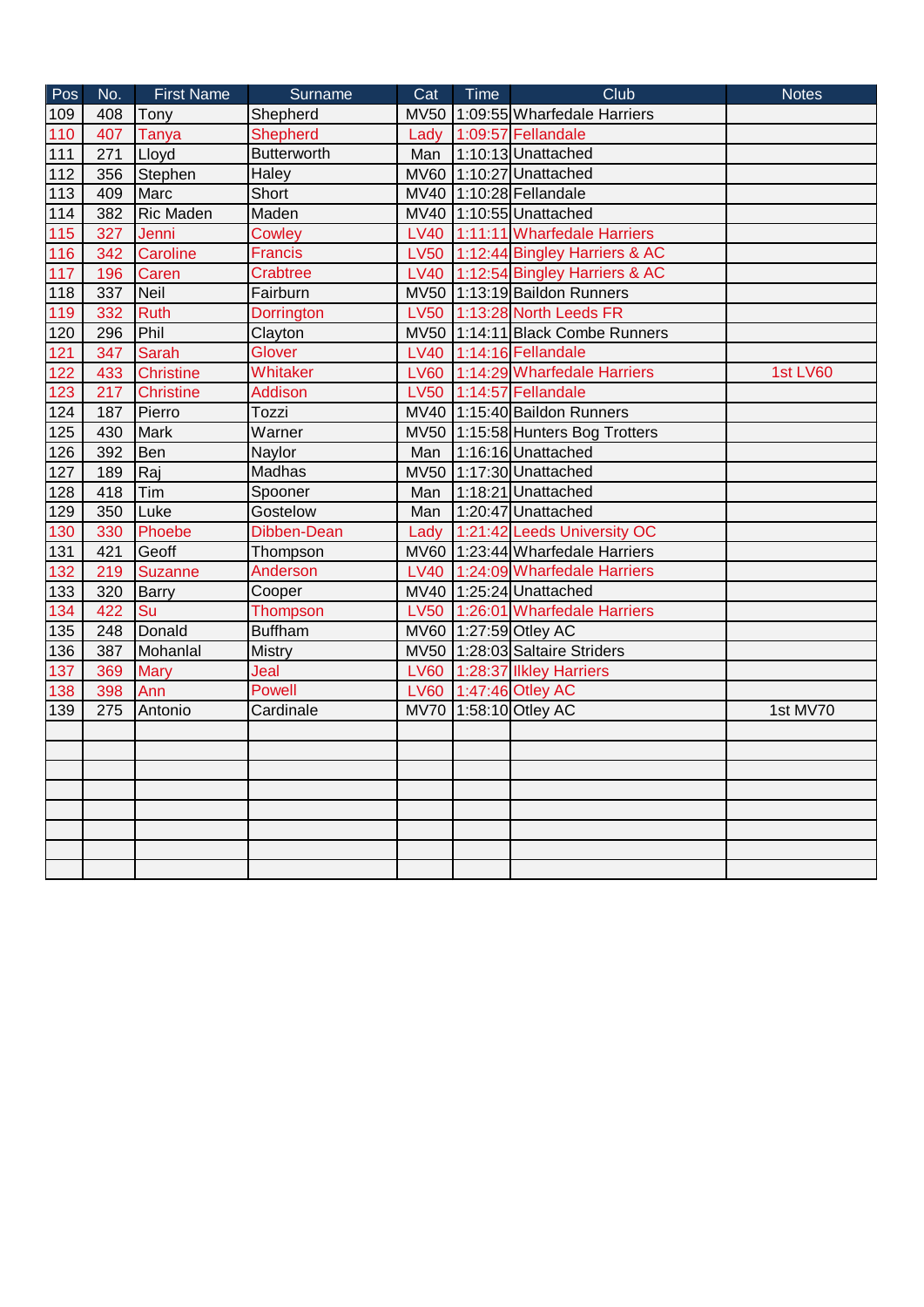| Pos | No. | First Name | Surname | Cat | Time | Club | Notes |
|---|---|---|---|---|---|---|---|
| 109 | 408 | Tony | Shepherd | MV50 | 1:09:55 | Wharfedale Harriers | |
| 110 | 407 | Tanya | Shepherd | Lady | 1:09:57 | Fellandale | |
| 111 | 271 | Lloyd | Butterworth | Man | 1:10:13 | Unattached | |
| 112 | 356 | Stephen | Haley | MV60 | 1:10:27 | Unattached | |
| 113 | 409 | Marc | Short | MV40 | 1:10:28 | Fellandale | |
| 114 | 382 | Ric Maden | Maden | MV40 | 1:10:55 | Unattached | |
| 115 | 327 | Jenni | Cowley | LV40 | 1:11:11 | Wharfedale Harriers | |
| 116 | 342 | Caroline | Francis | LV50 | 1:12:44 | Bingley Harriers & AC | |
| 117 | 196 | Caren | Crabtree | LV40 | 1:12:54 | Bingley Harriers & AC | |
| 118 | 337 | Neil | Fairburn | MV50 | 1:13:19 | Baildon Runners | |
| 119 | 332 | Ruth | Dorrington | LV50 | 1:13:28 | North Leeds FR | |
| 120 | 296 | Phil | Clayton | MV50 | 1:14:11 | Black Combe Runners | |
| 121 | 347 | Sarah | Glover | LV40 | 1:14:16 | Fellandale | |
| 122 | 433 | Christine | Whitaker | LV60 | 1:14:29 | Wharfedale Harriers | 1st LV60 |
| 123 | 217 | Christine | Addison | LV50 | 1:14:57 | Fellandale | |
| 124 | 187 | Pierro | Tozzi | MV40 | 1:15:40 | Baildon Runners | |
| 125 | 430 | Mark | Warner | MV50 | 1:15:58 | Hunters Bog Trotters | |
| 126 | 392 | Ben | Naylor | Man | 1:16:16 | Unattached | |
| 127 | 189 | Raj | Madhas | MV50 | 1:17:30 | Unattached | |
| 128 | 418 | Tim | Spooner | Man | 1:18:21 | Unattached | |
| 129 | 350 | Luke | Gostelow | Man | 1:20:47 | Unattached | |
| 130 | 330 | Phoebe | Dibben-Dean | Lady | 1:21:42 | Leeds University OC | |
| 131 | 421 | Geoff | Thompson | MV60 | 1:23:44 | Wharfedale Harriers | |
| 132 | 219 | Suzanne | Anderson | LV40 | 1:24:09 | Wharfedale Harriers | |
| 133 | 320 | Barry | Cooper | MV40 | 1:25:24 | Unattached | |
| 134 | 422 | Su | Thompson | LV50 | 1:26:01 | Wharfedale Harriers | |
| 135 | 248 | Donald | Buffham | MV60 | 1:27:59 | Otley AC | |
| 136 | 387 | Mohanlal | Mistry | MV50 | 1:28:03 | Saltaire Striders | |
| 137 | 369 | Mary | Jeal | LV60 | 1:28:37 | Ilkley Harriers | |
| 138 | 398 | Ann | Powell | LV60 | 1:47:46 | Otley AC | |
| 139 | 275 | Antonio | Cardinale | MV70 | 1:58:10 | Otley AC | 1st MV70 |